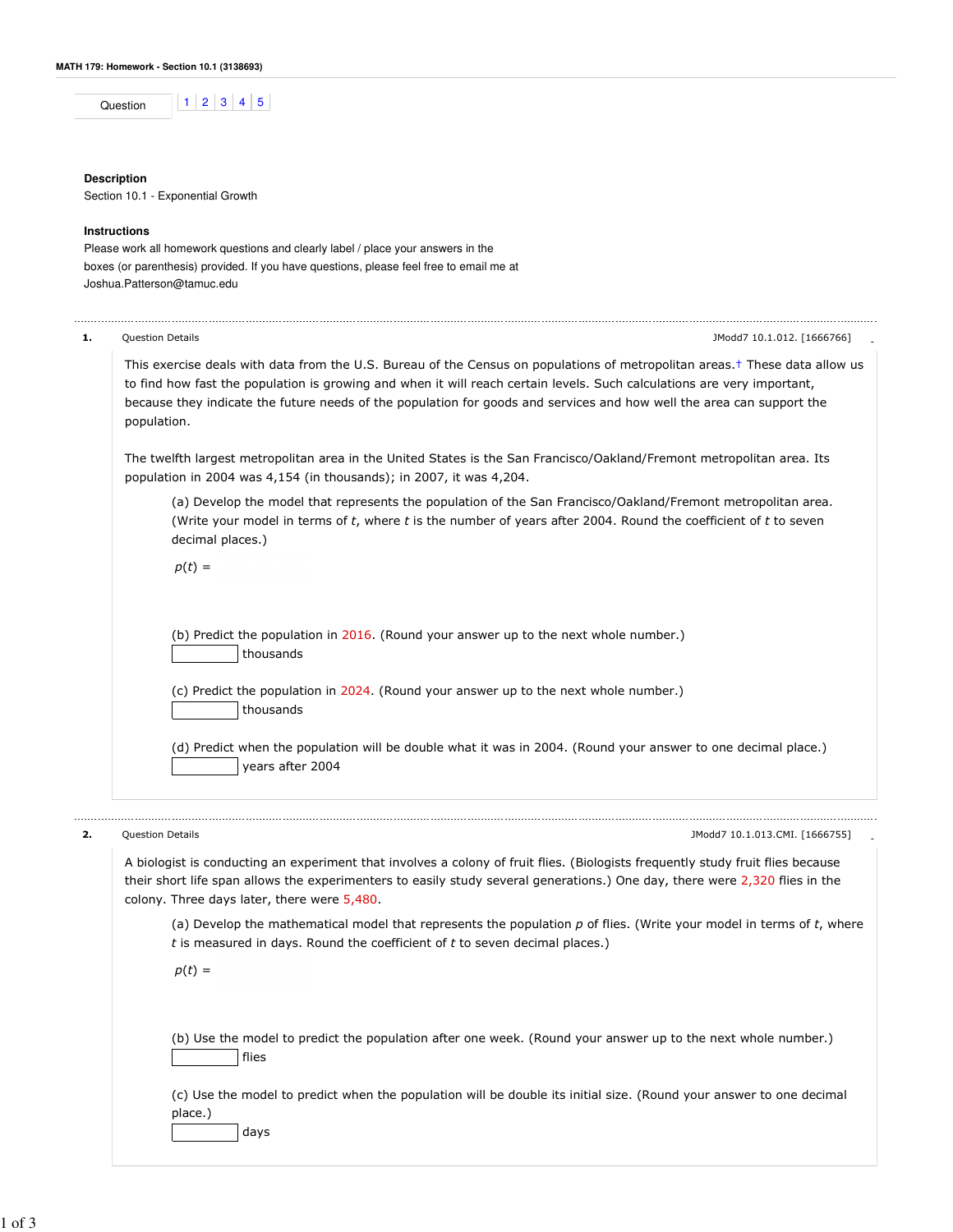**MATH 179: Homework - Section 10.1 (3138693)**

Question 1 | 2 | 3 | 4 | 5

**Description**
Section 10.1 - Exponential Growth

**Instructions**
Please work all homework questions and clearly label / place your answers in the boxes (or parenthesis) provided. If you have questions, please feel free to email me at Joshua.Patterson@tamuc.edu

---

**1.** Question Details JModd7 10.1.012. [1666766]

This exercise deals with data from the U.S. Bureau of the Census on populations of metropolitan areas.† These data allow us to find how fast the population is growing and when it will reach certain levels. Such calculations are very important, because they indicate the future needs of the population for goods and services and how well the area can support the population.

The twelfth largest metropolitan area in the United States is the San Francisco/Oakland/Fremont metropolitan area. Its population in 2004 was 4,154 (in thousands); in 2007, it was 4,204.

(a) Develop the model that represents the population of the San Francisco/Oakland/Fremont metropolitan area. (Write your model in terms of $t$, where $t$ is the number of years after 2004. Round the coefficient of $t$ to seven decimal places.)

$p(t) =$

(b) Predict the population in 2016. (Round your answer up to the next whole number.)
[ ] thousands

(c) Predict the population in 2024. (Round your answer up to the next whole number.)
[ ] thousands

(d) Predict when the population will be double what it was in 2004. (Round your answer to one decimal place.)
[ ] years after 2004

---

**2.** Question Details JModd7 10.1.013.CMI. [1666755]

A biologist is conducting an experiment that involves a colony of fruit flies. (Biologists frequently study fruit flies because their short life span allows the experimenters to easily study several generations.) One day, there were 2,320 flies in the colony. Three days later, there were 5,480.

(a) Develop the mathematical model that represents the population $p$ of flies. (Write your model in terms of $t$, where $t$ is measured in days. Round the coefficient of $t$ to seven decimal places.)

$p(t) =$

(b) Use the model to predict the population after one week. (Round your answer up to the next whole number.)
[ ] flies

(c) Use the model to predict when the population will be double its initial size. (Round your answer to one decimal place.)
[ ] days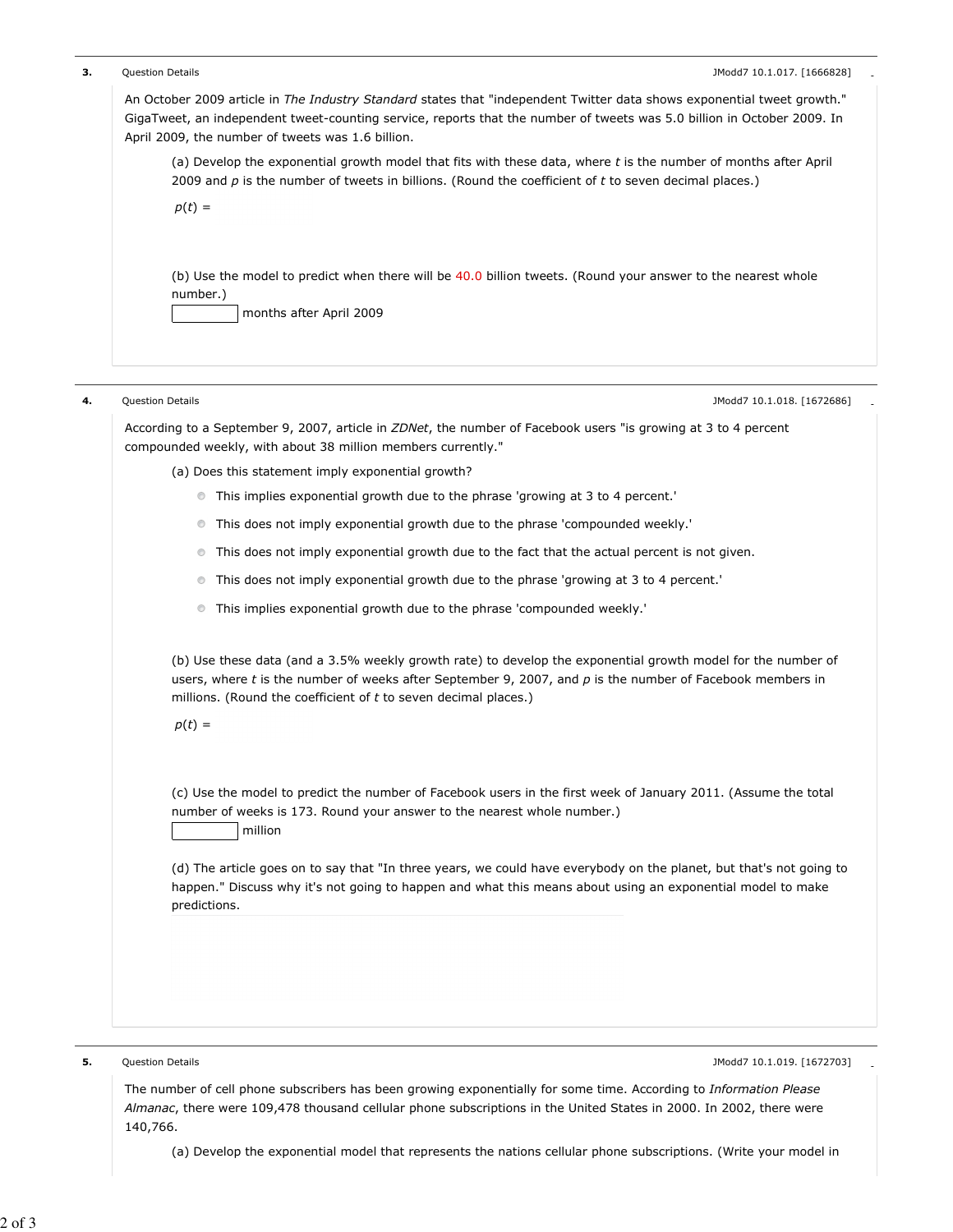**3.** Question Details JModd7 10.1.017. [1666828]

An October 2009 article in *The Industry Standard* states that "independent Twitter data shows exponential tweet growth." GigaTweet, an independent tweet-counting service, reports that the number of tweets was 5.0 billion in October 2009. In April 2009, the number of tweets was 1.6 billion.

(a) Develop the exponential growth model that fits with these data, where $t$ is the number of months after April 2009 and $p$ is the number of tweets in billions. (Round the coefficient of $t$ to seven decimal places.)

$p(t) =$

(b) Use the model to predict when there will be 40.0 billion tweets. (Round your answer to the nearest whole number.)

______ months after April 2009

**4.** Question Details JModd7 10.1.018. [1672686]

According to a September 9, 2007, article in *ZDNet*, the number of Facebook users "is growing at 3 to 4 percent compounded weekly, with about 38 million members currently."

(a) Does this statement imply exponential growth?

- This implies exponential growth due to the phrase 'growing at 3 to 4 percent.'
- This does not imply exponential growth due to the phrase 'compounded weekly.'
- This does not imply exponential growth due to the fact that the actual percent is not given.
- This does not imply exponential growth due to the phrase 'growing at 3 to 4 percent.'
- This implies exponential growth due to the phrase 'compounded weekly.'

(b) Use these data (and a 3.5% weekly growth rate) to develop the exponential growth model for the number of users, where $t$ is the number of weeks after September 9, 2007, and $p$ is the number of Facebook members in millions. (Round the coefficient of $t$ to seven decimal places.)

$p(t) =$

(c) Use the model to predict the number of Facebook users in the first week of January 2011. (Assume the total number of weeks is 173. Round your answer to the nearest whole number.)

______ million

(d) The article goes on to say that "In three years, we could have everybody on the planet, but that's not going to happen." Discuss why it's not going to happen and what this means about using an exponential model to make predictions.

**5.** Question Details JModd7 10.1.019. [1672703]

The number of cell phone subscribers has been growing exponentially for some time. According to *Information Please Almanac*, there were 109,478 thousand cellular phone subscriptions in the United States in 2000. In 2002, there were 140,766.

(a) Develop the exponential model that represents the nations cellular phone subscriptions. (Write your model in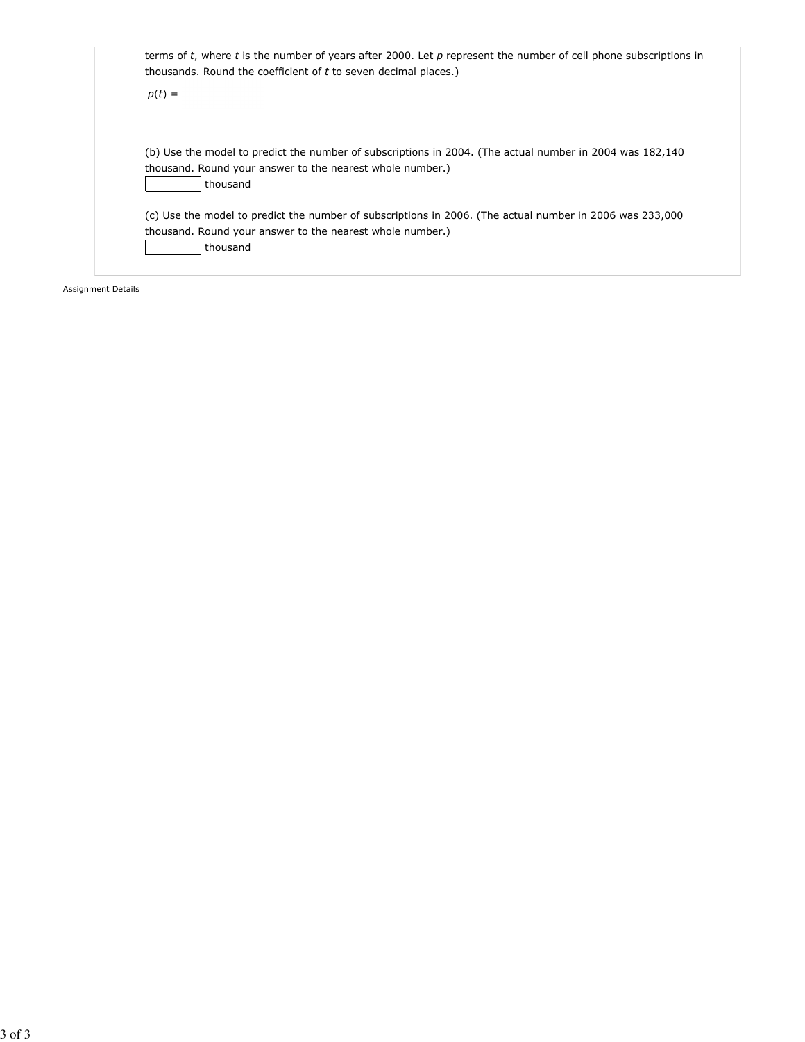terms of $t$, where $t$ is the number of years after 2000. Let $p$ represent the number of cell phone subscriptions in thousands. Round the coefficient of $t$ to seven decimal places.)

$p(t) =$

(b) Use the model to predict the number of subscriptions in 2004. (The actual number in 2004 was 182,140 thousand. Round your answer to the nearest whole number.)

[ ] thousand

(c) Use the model to predict the number of subscriptions in 2006. (The actual number in 2006 was 233,000 thousand. Round your answer to the nearest whole number.)

[ ] thousand

Assignment Details